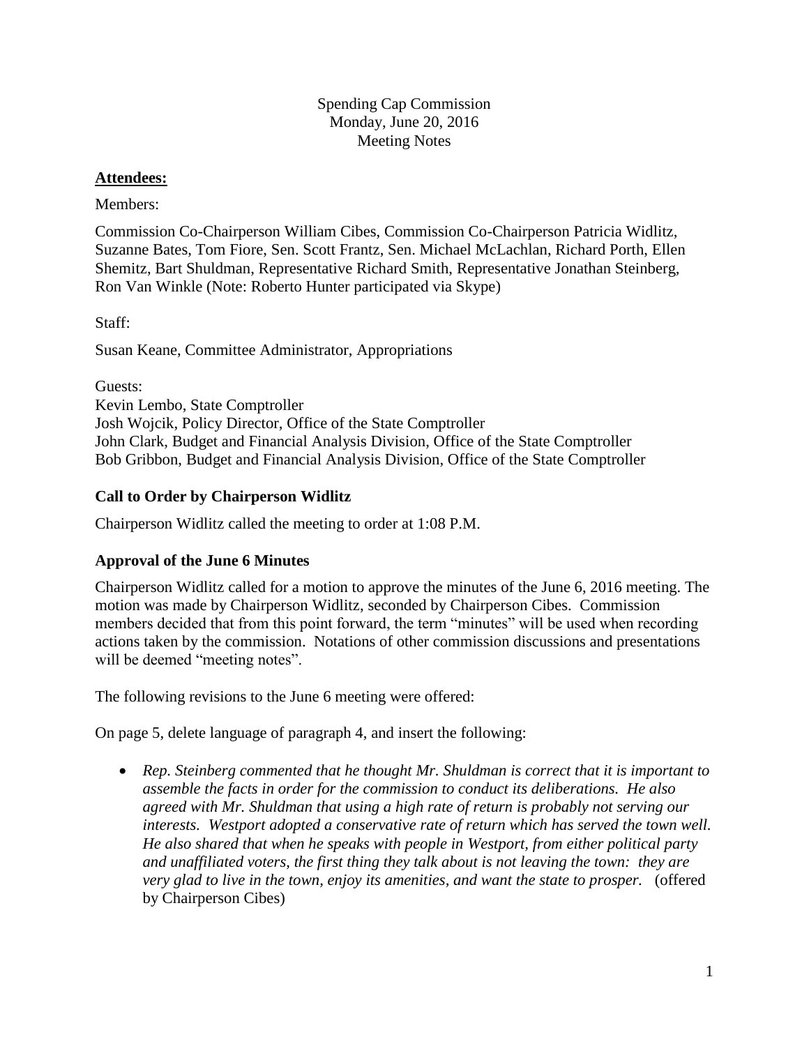Spending Cap Commission
Monday, June 20, 2016
Meeting Notes

**Attendees:**

Members:

Commission Co-Chairperson William Cibes, Commission Co-Chairperson Patricia Widlitz, Suzanne Bates, Tom Fiore, Sen. Scott Frantz, Sen. Michael McLachlan, Richard Porth, Ellen Shemitz, Bart Shuldman, Representative Richard Smith, Representative Jonathan Steinberg, Ron Van Winkle (Note: Roberto Hunter participated via Skype)

Staff:

Susan Keane, Committee Administrator, Appropriations

Guests:
Kevin Lembo, State Comptroller
Josh Wojcik, Policy Director, Office of the State Comptroller
John Clark, Budget and Financial Analysis Division, Office of the State Comptroller
Bob Gribbon, Budget and Financial Analysis Division, Office of the State Comptroller

## Call to Order by Chairperson Widlitz

Chairperson Widlitz called the meeting to order at 1:08 P.M.

## Approval of the June 6 Minutes

Chairperson Widlitz called for a motion to approve the minutes of the June 6, 2016 meeting. The motion was made by Chairperson Widlitz, seconded by Chairperson Cibes. Commission members decided that from this point forward, the term "minutes" will be used when recording actions taken by the commission. Notations of other commission discussions and presentations will be deemed "meeting notes".

The following revisions to the June 6 meeting were offered:

On page 5, delete language of paragraph 4, and insert the following:

- *Rep. Steinberg commented that he thought Mr. Shuldman is correct that it is important to assemble the facts in order for the commission to conduct its deliberations. He also agreed with Mr. Shuldman that using a high rate of return is probably not serving our interests. Westport adopted a conservative rate of return which has served the town well. He also shared that when he speaks with people in Westport, from either political party and unaffiliated voters, the first thing they talk about is not leaving the town: they are very glad to live in the town, enjoy its amenities, and want the state to prosper.* (offered by Chairperson Cibes)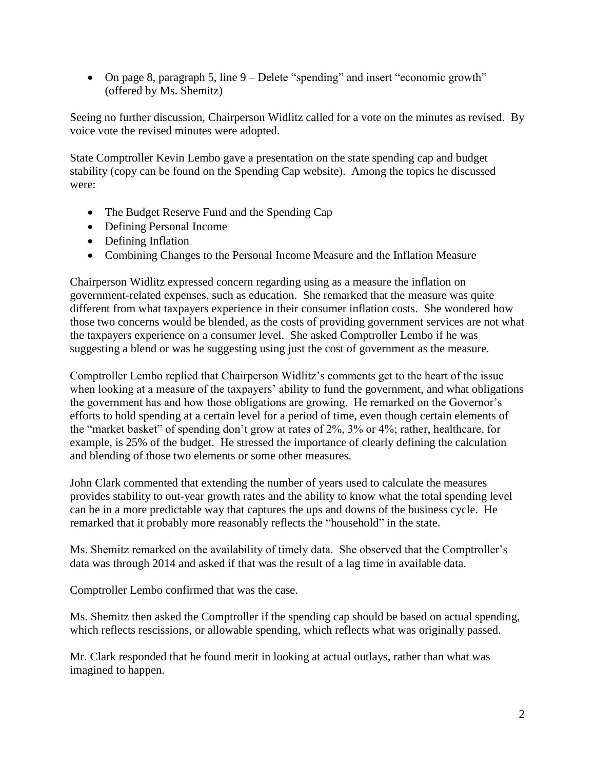- On page 8, paragraph 5, line 9 – Delete "spending" and insert "economic growth" (offered by Ms. Shemitz)

Seeing no further discussion, Chairperson Widlitz called for a vote on the minutes as revised. By voice vote the revised minutes were adopted.

State Comptroller Kevin Lembo gave a presentation on the state spending cap and budget stability (copy can be found on the Spending Cap website). Among the topics he discussed were:

- The Budget Reserve Fund and the Spending Cap
- Defining Personal Income
- Defining Inflation
- Combining Changes to the Personal Income Measure and the Inflation Measure

Chairperson Widlitz expressed concern regarding using as a measure the inflation on government-related expenses, such as education. She remarked that the measure was quite different from what taxpayers experience in their consumer inflation costs. She wondered how those two concerns would be blended, as the costs of providing government services are not what the taxpayers experience on a consumer level. She asked Comptroller Lembo if he was suggesting a blend or was he suggesting using just the cost of government as the measure.

Comptroller Lembo replied that Chairperson Widlitz's comments get to the heart of the issue when looking at a measure of the taxpayers' ability to fund the government, and what obligations the government has and how those obligations are growing. He remarked on the Governor's efforts to hold spending at a certain level for a period of time, even though certain elements of the "market basket" of spending don't grow at rates of 2%, 3% or 4%; rather, healthcare, for example, is 25% of the budget. He stressed the importance of clearly defining the calculation and blending of those two elements or some other measures.

John Clark commented that extending the number of years used to calculate the measures provides stability to out-year growth rates and the ability to know what the total spending level can be in a more predictable way that captures the ups and downs of the business cycle. He remarked that it probably more reasonably reflects the "household" in the state.

Ms. Shemitz remarked on the availability of timely data. She observed that the Comptroller's data was through 2014 and asked if that was the result of a lag time in available data.

Comptroller Lembo confirmed that was the case.

Ms. Shemitz then asked the Comptroller if the spending cap should be based on actual spending, which reflects rescissions, or allowable spending, which reflects what was originally passed.

Mr. Clark responded that he found merit in looking at actual outlays, rather than what was imagined to happen.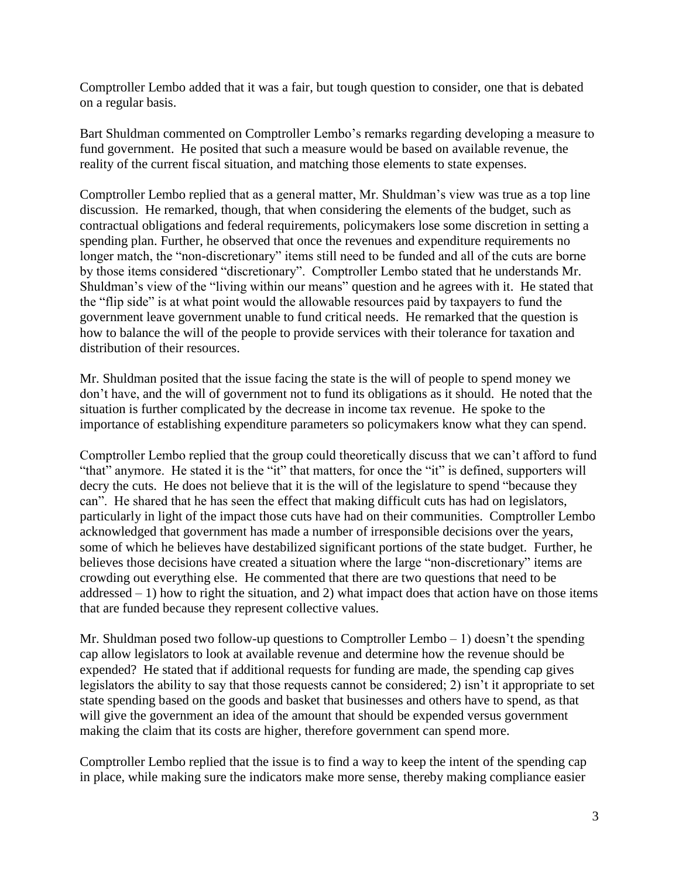Comptroller Lembo added that it was a fair, but tough question to consider, one that is debated on a regular basis.

Bart Shuldman commented on Comptroller Lembo's remarks regarding developing a measure to fund government. He posited that such a measure would be based on available revenue, the reality of the current fiscal situation, and matching those elements to state expenses.

Comptroller Lembo replied that as a general matter, Mr. Shuldman's view was true as a top line discussion. He remarked, though, that when considering the elements of the budget, such as contractual obligations and federal requirements, policymakers lose some discretion in setting a spending plan. Further, he observed that once the revenues and expenditure requirements no longer match, the "non-discretionary" items still need to be funded and all of the cuts are borne by those items considered "discretionary". Comptroller Lembo stated that he understands Mr. Shuldman's view of the "living within our means" question and he agrees with it. He stated that the "flip side" is at what point would the allowable resources paid by taxpayers to fund the government leave government unable to fund critical needs. He remarked that the question is how to balance the will of the people to provide services with their tolerance for taxation and distribution of their resources.

Mr. Shuldman posited that the issue facing the state is the will of people to spend money we don't have, and the will of government not to fund its obligations as it should. He noted that the situation is further complicated by the decrease in income tax revenue. He spoke to the importance of establishing expenditure parameters so policymakers know what they can spend.

Comptroller Lembo replied that the group could theoretically discuss that we can't afford to fund "that" anymore. He stated it is the "it" that matters, for once the "it" is defined, supporters will decry the cuts. He does not believe that it is the will of the legislature to spend "because they can". He shared that he has seen the effect that making difficult cuts has had on legislators, particularly in light of the impact those cuts have had on their communities. Comptroller Lembo acknowledged that government has made a number of irresponsible decisions over the years, some of which he believes have destabilized significant portions of the state budget. Further, he believes those decisions have created a situation where the large "non-discretionary" items are crowding out everything else. He commented that there are two questions that need to be addressed – 1) how to right the situation, and 2) what impact does that action have on those items that are funded because they represent collective values.

Mr. Shuldman posed two follow-up questions to Comptroller Lembo – 1) doesn't the spending cap allow legislators to look at available revenue and determine how the revenue should be expended? He stated that if additional requests for funding are made, the spending cap gives legislators the ability to say that those requests cannot be considered; 2) isn't it appropriate to set state spending based on the goods and basket that businesses and others have to spend, as that will give the government an idea of the amount that should be expended versus government making the claim that its costs are higher, therefore government can spend more.

Comptroller Lembo replied that the issue is to find a way to keep the intent of the spending cap in place, while making sure the indicators make more sense, thereby making compliance easier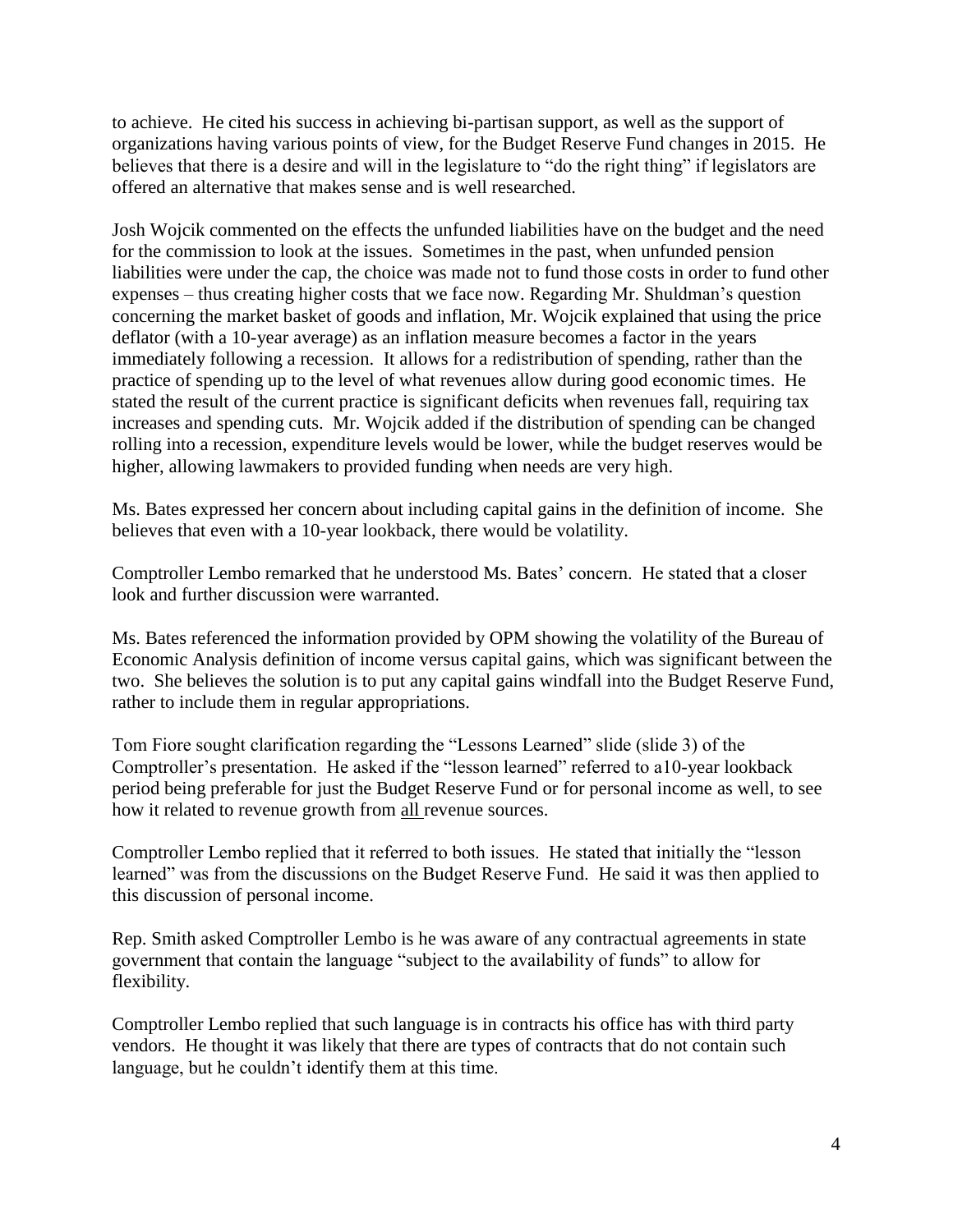to achieve. He cited his success in achieving bi-partisan support, as well as the support of organizations having various points of view, for the Budget Reserve Fund changes in 2015. He believes that there is a desire and will in the legislature to "do the right thing" if legislators are offered an alternative that makes sense and is well researched.

Josh Wojcik commented on the effects the unfunded liabilities have on the budget and the need for the commission to look at the issues. Sometimes in the past, when unfunded pension liabilities were under the cap, the choice was made not to fund those costs in order to fund other expenses – thus creating higher costs that we face now. Regarding Mr. Shuldman's question concerning the market basket of goods and inflation, Mr. Wojcik explained that using the price deflator (with a 10-year average) as an inflation measure becomes a factor in the years immediately following a recession. It allows for a redistribution of spending, rather than the practice of spending up to the level of what revenues allow during good economic times. He stated the result of the current practice is significant deficits when revenues fall, requiring tax increases and spending cuts. Mr. Wojcik added if the distribution of spending can be changed rolling into a recession, expenditure levels would be lower, while the budget reserves would be higher, allowing lawmakers to provided funding when needs are very high.

Ms. Bates expressed her concern about including capital gains in the definition of income. She believes that even with a 10-year lookback, there would be volatility.

Comptroller Lembo remarked that he understood Ms. Bates' concern. He stated that a closer look and further discussion were warranted.

Ms. Bates referenced the information provided by OPM showing the volatility of the Bureau of Economic Analysis definition of income versus capital gains, which was significant between the two. She believes the solution is to put any capital gains windfall into the Budget Reserve Fund, rather to include them in regular appropriations.

Tom Fiore sought clarification regarding the "Lessons Learned" slide (slide 3) of the Comptroller's presentation. He asked if the "lesson learned" referred to a10-year lookback period being preferable for just the Budget Reserve Fund or for personal income as well, to see how it related to revenue growth from <u>all</u> revenue sources.

Comptroller Lembo replied that it referred to both issues. He stated that initially the "lesson learned" was from the discussions on the Budget Reserve Fund. He said it was then applied to this discussion of personal income.

Rep. Smith asked Comptroller Lembo is he was aware of any contractual agreements in state government that contain the language "subject to the availability of funds" to allow for flexibility.

Comptroller Lembo replied that such language is in contracts his office has with third party vendors. He thought it was likely that there are types of contracts that do not contain such language, but he couldn't identify them at this time.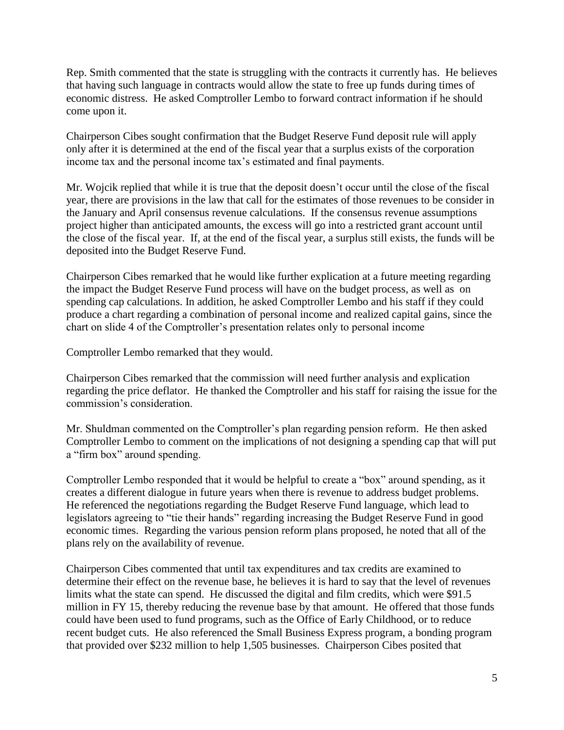Rep. Smith commented that the state is struggling with the contracts it currently has. He believes that having such language in contracts would allow the state to free up funds during times of economic distress. He asked Comptroller Lembo to forward contract information if he should come upon it.

Chairperson Cibes sought confirmation that the Budget Reserve Fund deposit rule will apply only after it is determined at the end of the fiscal year that a surplus exists of the corporation income tax and the personal income tax's estimated and final payments.

Mr. Wojcik replied that while it is true that the deposit doesn't occur until the close of the fiscal year, there are provisions in the law that call for the estimates of those revenues to be consider in the January and April consensus revenue calculations. If the consensus revenue assumptions project higher than anticipated amounts, the excess will go into a restricted grant account until the close of the fiscal year. If, at the end of the fiscal year, a surplus still exists, the funds will be deposited into the Budget Reserve Fund.

Chairperson Cibes remarked that he would like further explication at a future meeting regarding the impact the Budget Reserve Fund process will have on the budget process, as well as on spending cap calculations. In addition, he asked Comptroller Lembo and his staff if they could produce a chart regarding a combination of personal income and realized capital gains, since the chart on slide 4 of the Comptroller's presentation relates only to personal income

Comptroller Lembo remarked that they would.

Chairperson Cibes remarked that the commission will need further analysis and explication regarding the price deflator. He thanked the Comptroller and his staff for raising the issue for the commission's consideration.

Mr. Shuldman commented on the Comptroller's plan regarding pension reform. He then asked Comptroller Lembo to comment on the implications of not designing a spending cap that will put a "firm box" around spending.

Comptroller Lembo responded that it would be helpful to create a "box" around spending, as it creates a different dialogue in future years when there is revenue to address budget problems. He referenced the negotiations regarding the Budget Reserve Fund language, which lead to legislators agreeing to "tie their hands" regarding increasing the Budget Reserve Fund in good economic times. Regarding the various pension reform plans proposed, he noted that all of the plans rely on the availability of revenue.

Chairperson Cibes commented that until tax expenditures and tax credits are examined to determine their effect on the revenue base, he believes it is hard to say that the level of revenues limits what the state can spend. He discussed the digital and film credits, which were $91.5 million in FY 15, thereby reducing the revenue base by that amount. He offered that those funds could have been used to fund programs, such as the Office of Early Childhood, or to reduce recent budget cuts. He also referenced the Small Business Express program, a bonding program that provided over $232 million to help 1,505 businesses. Chairperson Cibes posited that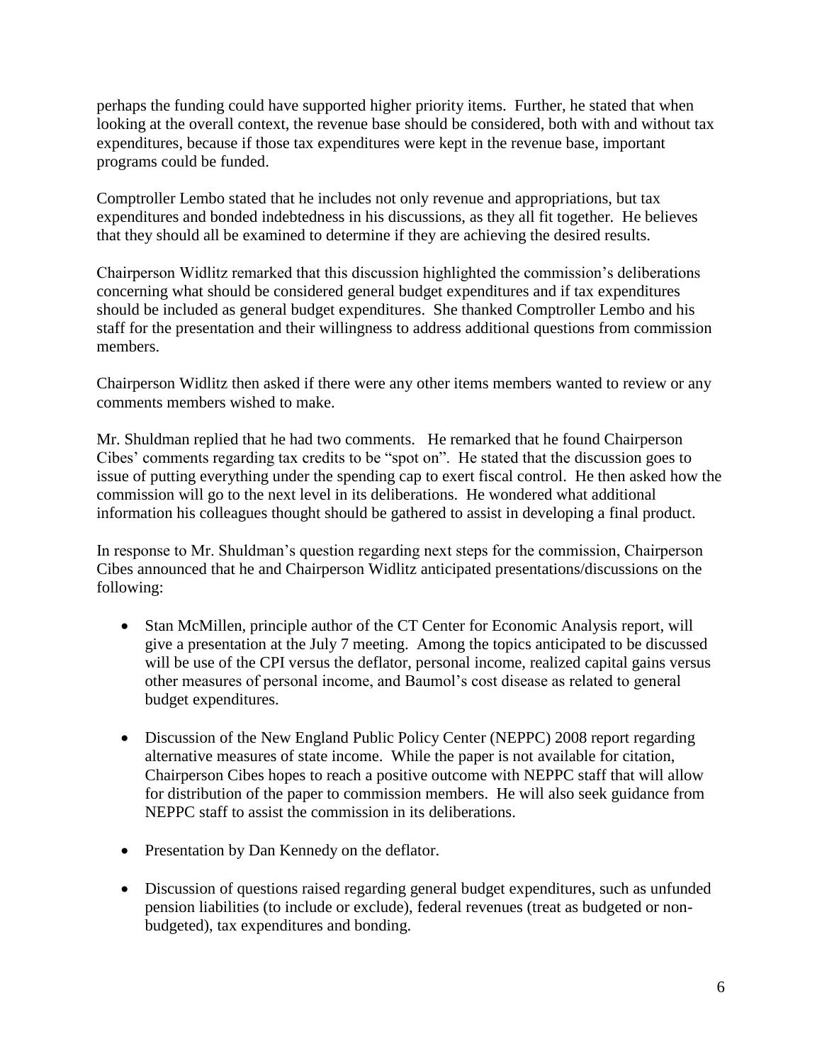perhaps the funding could have supported higher priority items. Further, he stated that when looking at the overall context, the revenue base should be considered, both with and without tax expenditures, because if those tax expenditures were kept in the revenue base, important programs could be funded.

Comptroller Lembo stated that he includes not only revenue and appropriations, but tax expenditures and bonded indebtedness in his discussions, as they all fit together. He believes that they should all be examined to determine if they are achieving the desired results.

Chairperson Widlitz remarked that this discussion highlighted the commission's deliberations concerning what should be considered general budget expenditures and if tax expenditures should be included as general budget expenditures. She thanked Comptroller Lembo and his staff for the presentation and their willingness to address additional questions from commission members.

Chairperson Widlitz then asked if there were any other items members wanted to review or any comments members wished to make.

Mr. Shuldman replied that he had two comments. He remarked that he found Chairperson Cibes' comments regarding tax credits to be "spot on". He stated that the discussion goes to issue of putting everything under the spending cap to exert fiscal control. He then asked how the commission will go to the next level in its deliberations. He wondered what additional information his colleagues thought should be gathered to assist in developing a final product.

In response to Mr. Shuldman's question regarding next steps for the commission, Chairperson Cibes announced that he and Chairperson Widlitz anticipated presentations/discussions on the following:

- Stan McMillen, principle author of the CT Center for Economic Analysis report, will give a presentation at the July 7 meeting. Among the topics anticipated to be discussed will be use of the CPI versus the deflator, personal income, realized capital gains versus other measures of personal income, and Baumol's cost disease as related to general budget expenditures.
- Discussion of the New England Public Policy Center (NEPPC) 2008 report regarding alternative measures of state income. While the paper is not available for citation, Chairperson Cibes hopes to reach a positive outcome with NEPPC staff that will allow for distribution of the paper to commission members. He will also seek guidance from NEPPC staff to assist the commission in its deliberations.
- Presentation by Dan Kennedy on the deflator.
- Discussion of questions raised regarding general budget expenditures, such as unfunded pension liabilities (to include or exclude), federal revenues (treat as budgeted or non-budgeted), tax expenditures and bonding.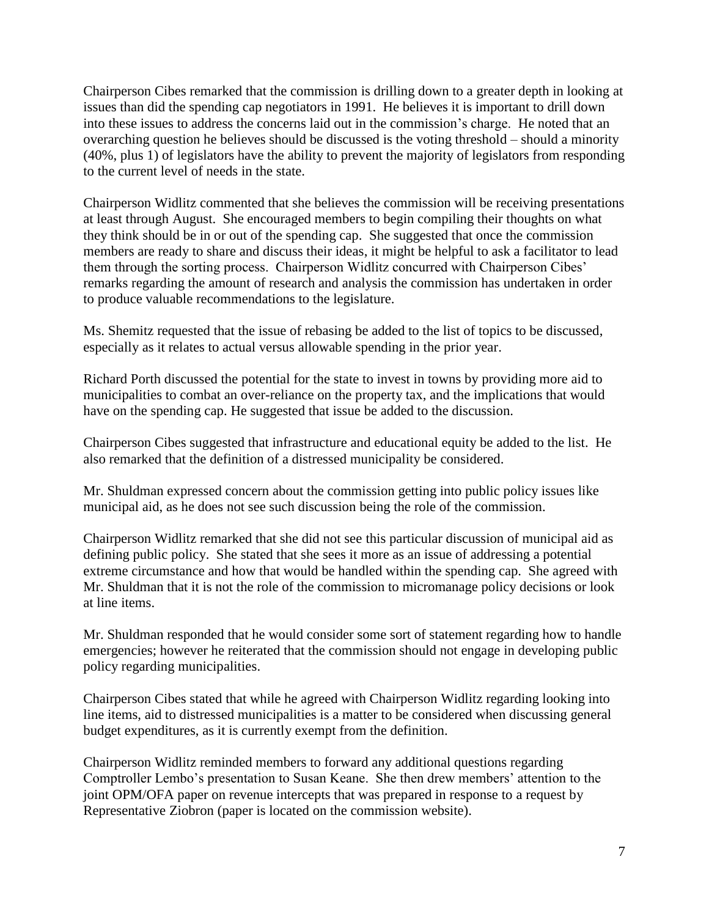Chairperson Cibes remarked that the commission is drilling down to a greater depth in looking at issues than did the spending cap negotiators in 1991. He believes it is important to drill down into these issues to address the concerns laid out in the commission's charge. He noted that an overarching question he believes should be discussed is the voting threshold – should a minority (40%, plus 1) of legislators have the ability to prevent the majority of legislators from responding to the current level of needs in the state.

Chairperson Widlitz commented that she believes the commission will be receiving presentations at least through August. She encouraged members to begin compiling their thoughts on what they think should be in or out of the spending cap. She suggested that once the commission members are ready to share and discuss their ideas, it might be helpful to ask a facilitator to lead them through the sorting process. Chairperson Widlitz concurred with Chairperson Cibes' remarks regarding the amount of research and analysis the commission has undertaken in order to produce valuable recommendations to the legislature.

Ms. Shemitz requested that the issue of rebasing be added to the list of topics to be discussed, especially as it relates to actual versus allowable spending in the prior year.

Richard Porth discussed the potential for the state to invest in towns by providing more aid to municipalities to combat an over-reliance on the property tax, and the implications that would have on the spending cap. He suggested that issue be added to the discussion.

Chairperson Cibes suggested that infrastructure and educational equity be added to the list. He also remarked that the definition of a distressed municipality be considered.

Mr. Shuldman expressed concern about the commission getting into public policy issues like municipal aid, as he does not see such discussion being the role of the commission.

Chairperson Widlitz remarked that she did not see this particular discussion of municipal aid as defining public policy. She stated that she sees it more as an issue of addressing a potential extreme circumstance and how that would be handled within the spending cap. She agreed with Mr. Shuldman that it is not the role of the commission to micromanage policy decisions or look at line items.

Mr. Shuldman responded that he would consider some sort of statement regarding how to handle emergencies; however he reiterated that the commission should not engage in developing public policy regarding municipalities.

Chairperson Cibes stated that while he agreed with Chairperson Widlitz regarding looking into line items, aid to distressed municipalities is a matter to be considered when discussing general budget expenditures, as it is currently exempt from the definition.

Chairperson Widlitz reminded members to forward any additional questions regarding Comptroller Lembo's presentation to Susan Keane. She then drew members' attention to the joint OPM/OFA paper on revenue intercepts that was prepared in response to a request by Representative Ziobron (paper is located on the commission website).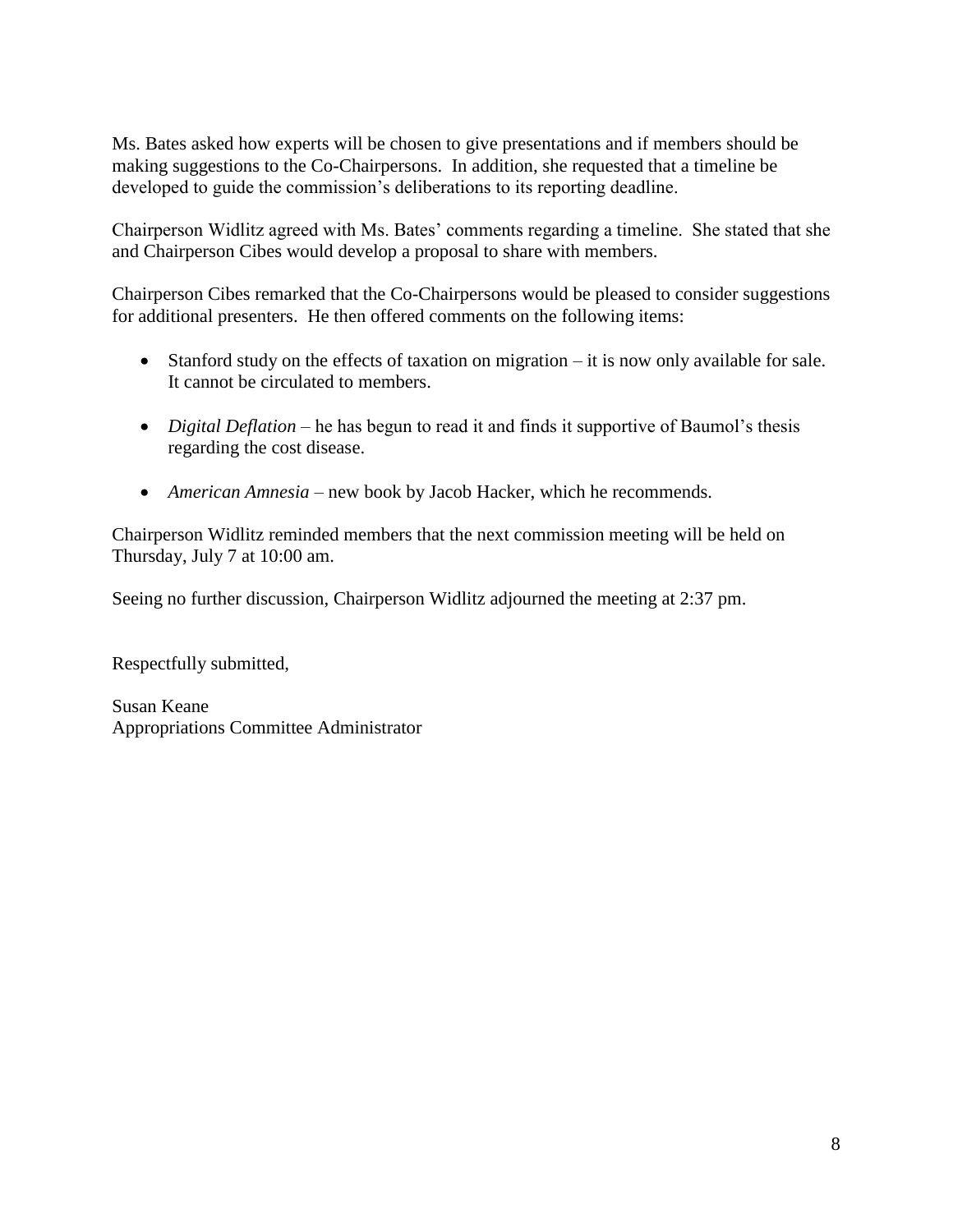Ms. Bates asked how experts will be chosen to give presentations and if members should be making suggestions to the Co-Chairpersons. In addition, she requested that a timeline be developed to guide the commission's deliberations to its reporting deadline.

Chairperson Widlitz agreed with Ms. Bates' comments regarding a timeline. She stated that she and Chairperson Cibes would develop a proposal to share with members.

Chairperson Cibes remarked that the Co-Chairpersons would be pleased to consider suggestions for additional presenters. He then offered comments on the following items:

- Stanford study on the effects of taxation on migration – it is now only available for sale. It cannot be circulated to members.
- *Digital Deflation* – he has begun to read it and finds it supportive of Baumol's thesis regarding the cost disease.
- *American Amnesia* – new book by Jacob Hacker, which he recommends.

Chairperson Widlitz reminded members that the next commission meeting will be held on Thursday, July 7 at 10:00 am.

Seeing no further discussion, Chairperson Widlitz adjourned the meeting at 2:37 pm.

Respectfully submitted,

Susan Keane
Appropriations Committee Administrator